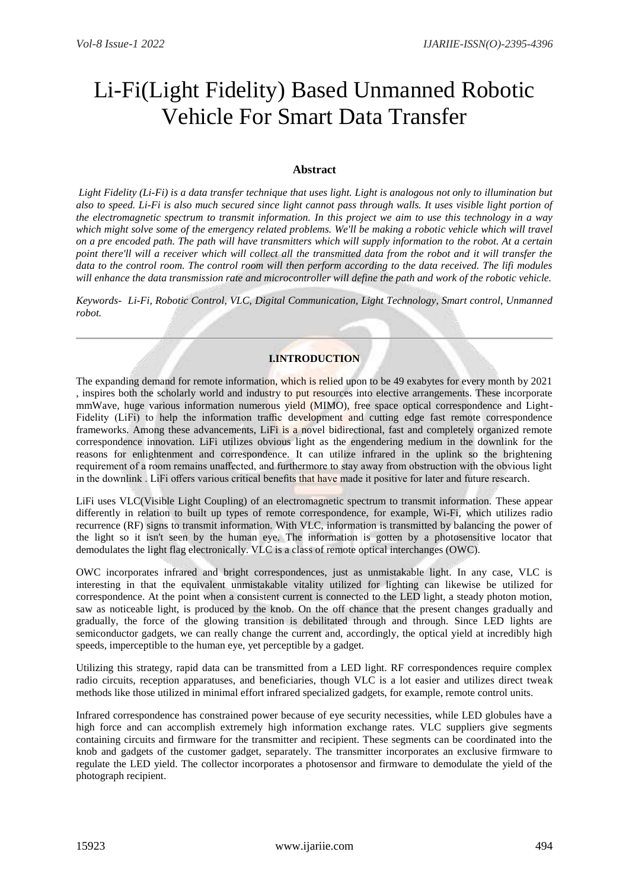# Li-Fi(Light Fidelity) Based Unmanned Robotic Vehicle For Smart Data Transfer

## Abstract

*Light Fidelity (Li-Fi) is a data transfer technique that uses light. Light is analogous not only to illumination but also to speed. Li-Fi is also much secured since light cannot pass through walls. It uses visible light portion of the electromagnetic spectrum to transmit information. In this project we aim to use this technology in a way which might solve some of the emergency related problems. We'll be making a robotic vehicle which will travel on a pre encoded path. The path will have transmitters which will supply information to the robot. At a certain point there'll will a receiver which will collect all the transmitted data from the robot and it will transfer the data to the control room. The control room will then perform according to the data received. The lifi modules will enhance the data transmission rate and microcontroller will define the path and work of the robotic vehicle.*

*Keywords- Li-Fi, Robotic Control, VLC, Digital Communication, Light Technology, Smart control, Unmanned robot.*

---

## I.INTRODUCTION

The expanding demand for remote information, which is relied upon to be 49 exabytes for every month by 2021 , inspires both the scholarly world and industry to put resources into elective arrangements. These incorporate mmWave, huge various information numerous yield (MIMO), free space optical correspondence and Light-Fidelity (LiFi) to help the information traffic development and cutting edge fast remote correspondence frameworks. Among these advancements, LiFi is a novel bidirectional, fast and completely organized remote correspondence innovation. LiFi utilizes obvious light as the engendering medium in the downlink for the reasons for enlightenment and correspondence. It can utilize infrared in the uplink so the brightening requirement of a room remains unaffected, and furthermore to stay away from obstruction with the obvious light in the downlink . LiFi offers various critical benefits that have made it positive for later and future research.

LiFi uses VLC(Visible Light Coupling) of an electromagnetic spectrum to transmit information. These appear differently in relation to built up types of remote correspondence, for example, Wi-Fi, which utilizes radio recurrence (RF) signs to transmit information. With VLC, information is transmitted by balancing the power of the light so it isn't seen by the human eye. The information is gotten by a photosensitive locator that demodulates the light flag electronically. VLC is a class of remote optical interchanges (OWC).

OWC incorporates infrared and bright correspondences, just as unmistakable light. In any case, VLC is interesting in that the equivalent unmistakable vitality utilized for lighting can likewise be utilized for correspondence. At the point when a consistent current is connected to the LED light, a steady photon motion, saw as noticeable light, is produced by the knob. On the off chance that the present changes gradually and gradually, the force of the glowing transition is debilitated through and through. Since LED lights are semiconductor gadgets, we can really change the current and, accordingly, the optical yield at incredibly high speeds, imperceptible to the human eye, yet perceptible by a gadget.

Utilizing this strategy, rapid data can be transmitted from a LED light. RF correspondences require complex radio circuits, reception apparatuses, and beneficiaries, though VLC is a lot easier and utilizes direct tweak methods like those utilized in minimal effort infrared specialized gadgets, for example, remote control units.

Infrared correspondence has constrained power because of eye security necessities, while LED globules have a high force and can accomplish extremely high information exchange rates. VLC suppliers give segments containing circuits and firmware for the transmitter and recipient. These segments can be coordinated into the knob and gadgets of the customer gadget, separately. The transmitter incorporates an exclusive firmware to regulate the LED yield. The collector incorporates a photosensor and firmware to demodulate the yield of the photograph recipient.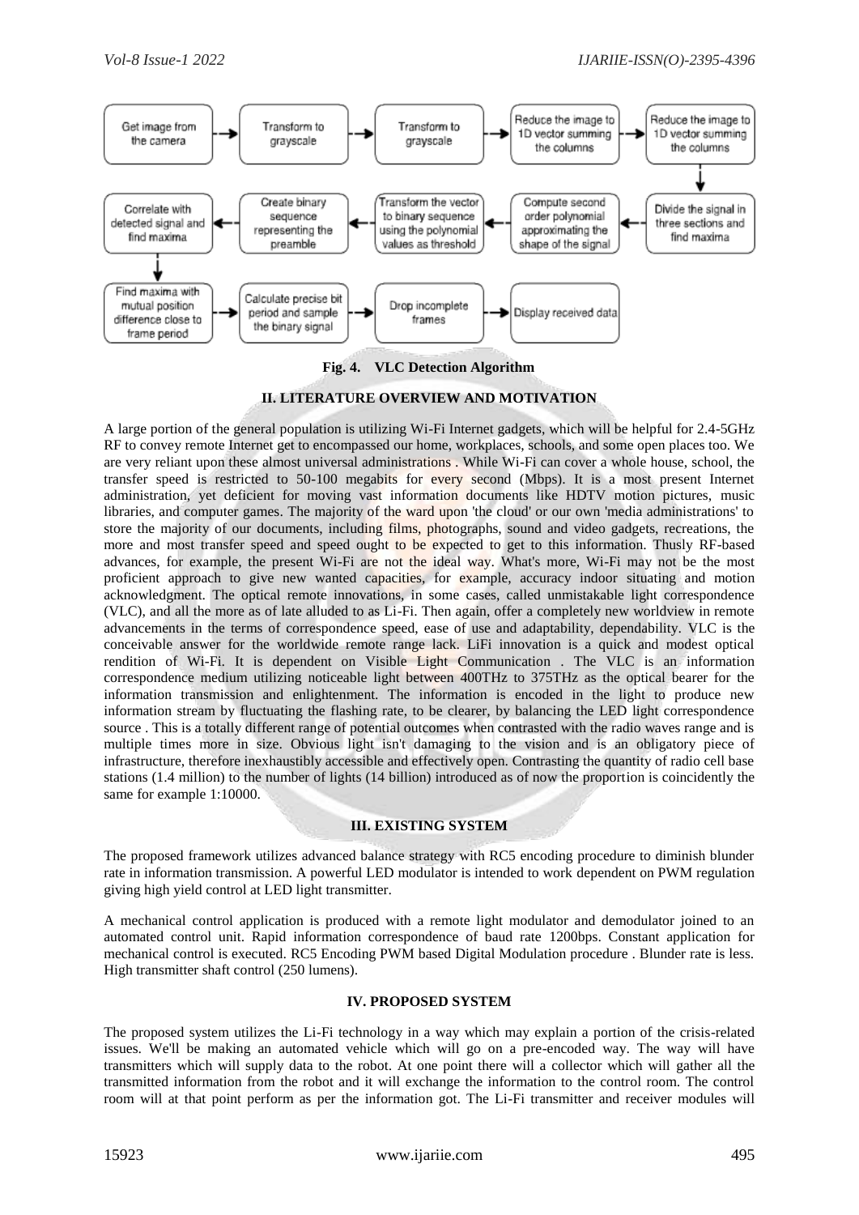Get image from the camera

Transform to grayscale

Transform to grayscale

Reduce the image to 1D vector summing the columns

Reduce the image to 1D vector summing the columns

Divide the signal in three sections and find maxima

Compute second order polynomial approximating the shape of the signal

Transform the vector to binary sequence using the polynomial values as threshold

Create binary sequence representing the preamble

Correlate with detected signal and find maxima

Find maxima with mutual position difference close to frame period

Calculate precise bit period and sample the binary signal

Drop incomplete frames

Display received data

**Fig. 4. VLC Detection Algorithm**

## II. LITERATURE OVERVIEW AND MOTIVATION

A large portion of the general population is utilizing Wi-Fi Internet gadgets, which will be helpful for 2.4-5GHz RF to convey remote Internet get to encompassed our home, workplaces, schools, and some open places too. We are very reliant upon these almost universal administrations . While Wi-Fi can cover a whole house, school, the transfer speed is restricted to 50-100 megabits for every second (Mbps). It is a most present Internet administration, yet deficient for moving vast information documents like HDTV motion pictures, music libraries, and computer games. The majority of the ward upon 'the cloud' or our own 'media administrations' to store the majority of our documents, including films, photographs, sound and video gadgets, recreations, the more and most transfer speed and speed ought to be expected to get to this information. Thusly RF-based advances, for example, the present Wi-Fi are not the ideal way. What's more, Wi-Fi may not be the most proficient approach to give new wanted capacities, for example, accuracy indoor situating and motion acknowledgment. The optical remote innovations, in some cases, called unmistakable light correspondence (VLC), and all the more as of late alluded to as Li-Fi. Then again, offer a completely new worldview in remote advancements in the terms of correspondence speed, ease of use and adaptability, dependability. VLC is the conceivable answer for the worldwide remote range lack. LiFi innovation is a quick and modest optical rendition of Wi-Fi. It is dependent on Visible Light Communication . The VLC is an information correspondence medium utilizing noticeable light between 400THz to 375THz as the optical bearer for the information transmission and enlightenment. The information is encoded in the light to produce new information stream by fluctuating the flashing rate, to be clearer, by balancing the LED light correspondence source . This is a totally different range of potential outcomes when contrasted with the radio waves range and is multiple times more in size. Obvious light isn't damaging to the vision and is an obligatory piece of infrastructure, therefore inexhaustibly accessible and effectively open. Contrasting the quantity of radio cell base stations (1.4 million) to the number of lights (14 billion) introduced as of now the proportion is coincidently the same for example 1:10000.

## III. EXISTING SYSTEM

The proposed framework utilizes advanced balance strategy with RC5 encoding procedure to diminish blunder rate in information transmission. A powerful LED modulator is intended to work dependent on PWM regulation giving high yield control at LED light transmitter.

A mechanical control application is produced with a remote light modulator and demodulator joined to an automated control unit. Rapid information correspondence of baud rate 1200bps. Constant application for mechanical control is executed. RC5 Encoding PWM based Digital Modulation procedure . Blunder rate is less. High transmitter shaft control (250 lumens).

## IV. PROPOSED SYSTEM

The proposed system utilizes the Li-Fi technology in a way which may explain a portion of the crisis-related issues. We'll be making an automated vehicle which will go on a pre-encoded way. The way will have transmitters which will supply data to the robot. At one point there will a collector which will gather all the transmitted information from the robot and it will exchange the information to the control room. The control room will at that point perform as per the information got. The Li-Fi transmitter and receiver modules will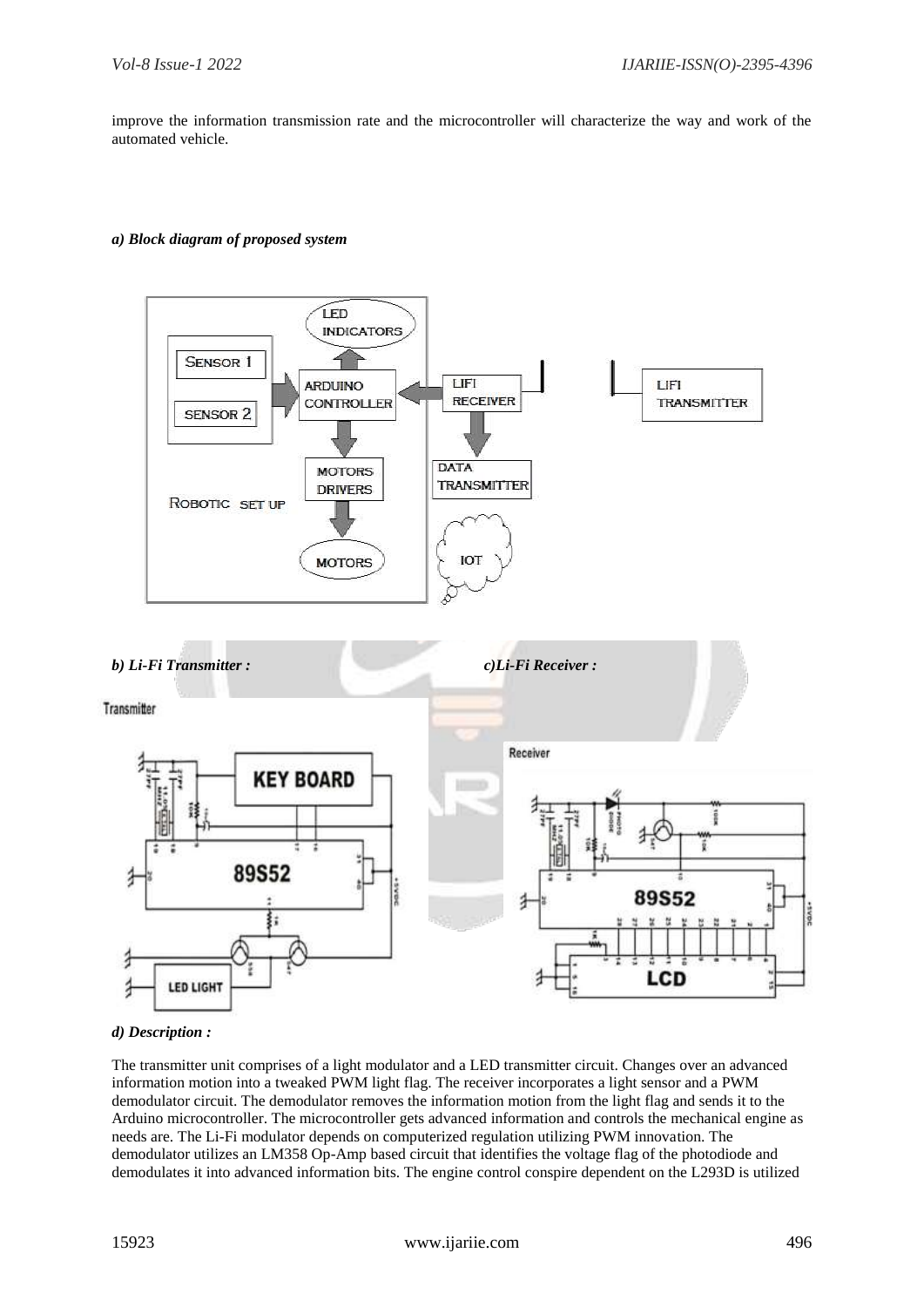improve the information transmission rate and the microcontroller will characterize the way and work of the automated vehicle.

***a) Block diagram of proposed system***

LED INDICATORS

SENSOR 1

SENSOR 2

ARDUINO CONTROLLER

LIFI RECEIVER

LIFI TRANSMITTER

MOTORS DRIVERS

DATA TRANSMITTER

ROBOTIC SET UP

MOTORS

IOT

***b) Li-Fi Transmitter :***

Transmitter

KEY BOARD

89S52

LED LIGHT

***c)Li-Fi Receiver :***

Receiver

89S52

LCD

***d) Description :***

The transmitter unit comprises of a light modulator and a LED transmitter circuit. Changes over an advanced information motion into a tweaked PWM light flag. The receiver incorporates a light sensor and a PWM demodulator circuit. The demodulator removes the information motion from the light flag and sends it to the Arduino microcontroller. The microcontroller gets advanced information and controls the mechanical engine as needs are. The Li-Fi modulator depends on computerized regulation utilizing PWM innovation. The demodulator utilizes an LM358 Op-Amp based circuit that identifies the voltage flag of the photodiode and demodulates it into advanced information bits. The engine control conspire dependent on the L293D is utilized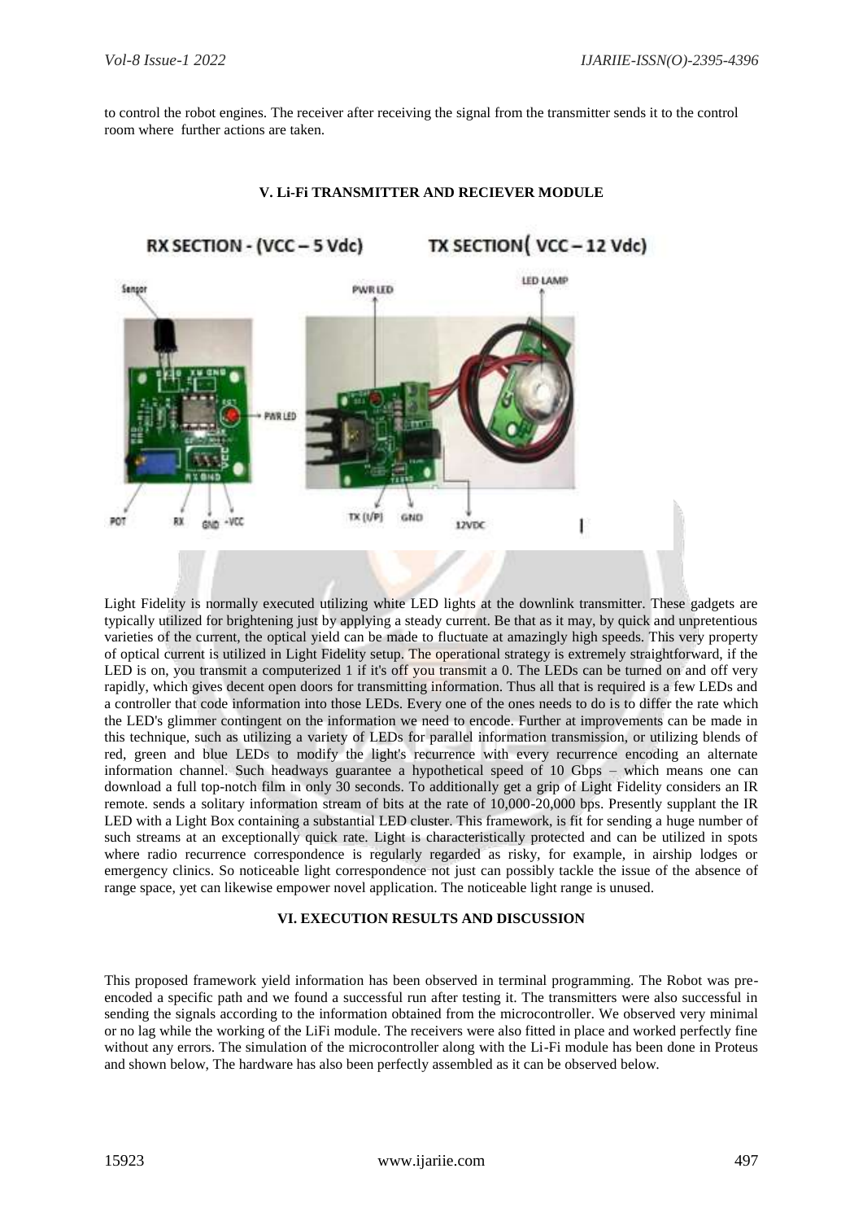to control the robot engines. The receiver after receiving the signal from the transmitter sends it to the control room where further actions are taken.

### V. Li-Fi TRANSMITTER AND RECIEVER MODULE

RX SECTION - (VCC – 5 Vdc)

TX SECTION( VCC – 12 Vdc)

Sensor

PWR LED

LED LAMP

PWR LED

POT

RX

GND

+VCC

TX (I/P)

GND

12VDC

Light Fidelity is normally executed utilizing white LED lights at the downlink transmitter. These gadgets are typically utilized for brightening just by applying a steady current. Be that as it may, by quick and unpretentious varieties of the current, the optical yield can be made to fluctuate at amazingly high speeds. This very property of optical current is utilized in Light Fidelity setup. The operational strategy is extremely straightforward, if the LED is on, you transmit a computerized 1 if it's off you transmit a 0. The LEDs can be turned on and off very rapidly, which gives decent open doors for transmitting information. Thus all that is required is a few LEDs and a controller that code information into those LEDs. Every one of the ones needs to do is to differ the rate which the LED's glimmer contingent on the information we need to encode. Further at improvements can be made in this technique, such as utilizing a variety of LEDs for parallel information transmission, or utilizing blends of red, green and blue LEDs to modify the light's recurrence with every recurrence encoding an alternate information channel. Such headways guarantee a hypothetical speed of 10 Gbps – which means one can download a full top-notch film in only 30 seconds. To additionally get a grip of Light Fidelity considers an IR remote. sends a solitary information stream of bits at the rate of 10,000-20,000 bps. Presently supplant the IR LED with a Light Box containing a substantial LED cluster. This framework, is fit for sending a huge number of such streams at an exceptionally quick rate. Light is characteristically protected and can be utilized in spots where radio recurrence correspondence is regularly regarded as risky, for example, in airship lodges or emergency clinics. So noticeable light correspondence not just can possibly tackle the issue of the absence of range space, yet can likewise empower novel application. The noticeable light range is unused.

### VI. EXECUTION RESULTS AND DISCUSSION

This proposed framework yield information has been observed in terminal programming. The Robot was pre-encoded a specific path and we found a successful run after testing it. The transmitters were also successful in sending the signals according to the information obtained from the microcontroller. We observed very minimal or no lag while the working of the LiFi module. The receivers were also fitted in place and worked perfectly fine without any errors. The simulation of the microcontroller along with the Li-Fi module has been done in Proteus and shown below, The hardware has also been perfectly assembled as it can be observed below.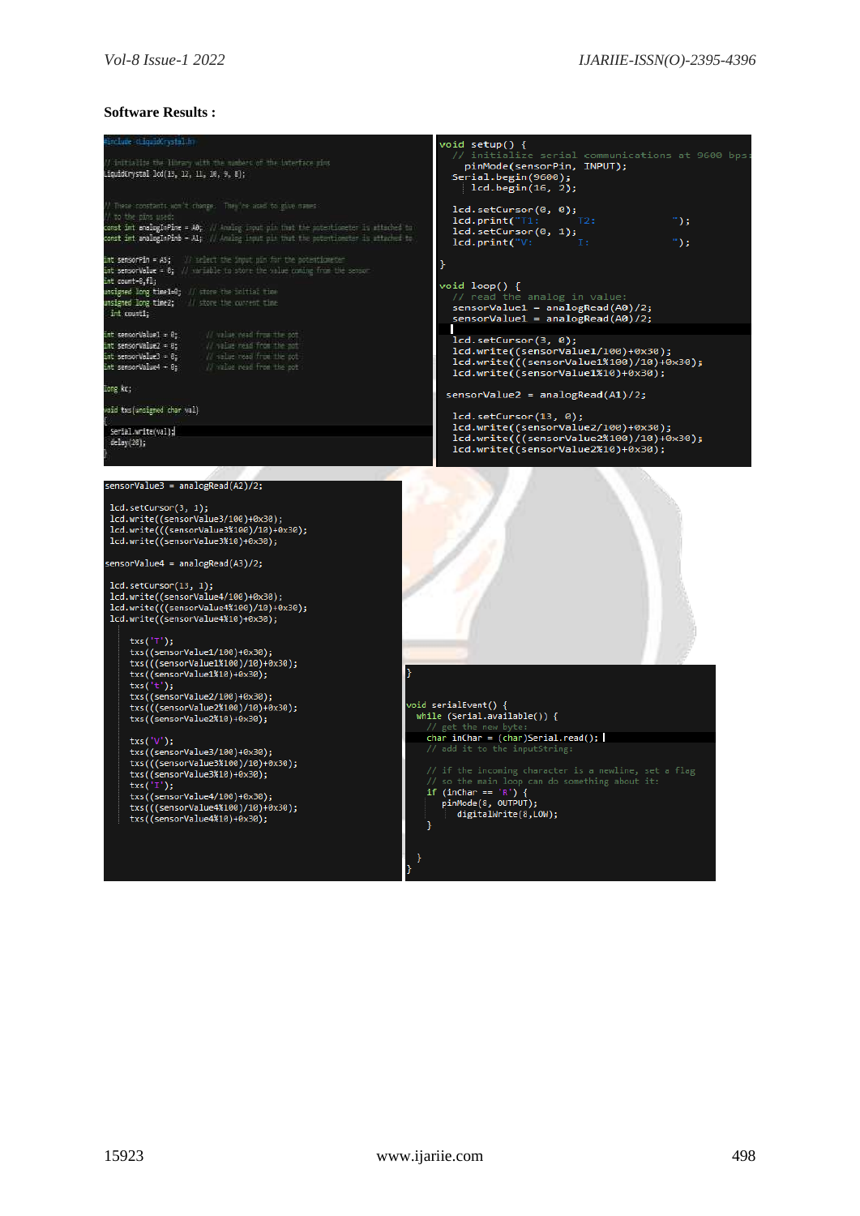**Software Results :**

```
#include <LiquidCrystal.h>

// initialize the library with the numbers of the interface pins
LiquidCrystal lcd(13, 12, 11, 10, 9, 8);

// These constants won't change.  They're used to give names
// to the pins used:
const int analogInPinA = A0;  // Analog input pin that the potentiometer is attached to
const int analogInPinB = A1;  // Analog input pin that the potentiometer is attached to

int sensorPin = A5;    // select the input pin for the potentiometer
int sensorValue = 0;  // variable to store the value coming from the sensor
int count=0,f1;
unsigned long time1=0;  // store the initial time
unsigned long time2;    // store the current time
  int count1;

int sensorValue1 = 0;        // value read from the pot
int sensorValue2 = 0;        // value read from the pot
int sensorValue3 = 0;        // value read from the pot
int sensorValue4 = 0;        // value read from the pot

long kc;

void txs(unsigned char val)
{
  Serial.write(val);
  delay(20);
}
```

```
void setup() {
  // initialize serial communications at 9600 bps:
   pinMode(sensorPin, INPUT);
  Serial.begin(9600);
     lcd.begin(16, 2);

  lcd.setCursor(0, 0);
  lcd.print("T1:       T2:              ");
  lcd.setCursor(0, 1);
  lcd.print("V:        I:               ");

}

void loop() {
  // read the analog in value:
  sensorValue1 = analogRead(A0)/2;
  sensorValue1 = analogRead(A0)/2;

  lcd.setCursor(3, 0);
  lcd.write((sensorValue1/100)+0x30);
  lcd.write(((sensorValue1%100)/10)+0x30);
  lcd.write((sensorValue1%10)+0x30);

 sensorValue2 = analogRead(A1)/2;

  lcd.setCursor(13, 0);
  lcd.write((sensorValue2/100)+0x30);
  lcd.write(((sensorValue2%100)/10)+0x30);
  lcd.write((sensorValue2%10)+0x30);
```

```
sensorValue3 = analogRead(A2)/2;

 lcd.setCursor(3, 1);
 lcd.write((sensorValue3/100)+0x30);
 lcd.write(((sensorValue3%100)/10)+0x30);
 lcd.write((sensorValue3%10)+0x30);

sensorValue4 = analogRead(A3)/2;

 lcd.setCursor(13, 1);
 lcd.write((sensorValue4/100)+0x30);
 lcd.write(((sensorValue4%100)/10)+0x30);
 lcd.write((sensorValue4%10)+0x30);

     txs('T');
     txs((sensorValue1/100)+0x30);
     txs(((sensorValue1%100)/10)+0x30);
     txs((sensorValue1%10)+0x30);
     txs('t');
     txs((sensorValue2/100)+0x30);
     txs(((sensorValue2%100)/10)+0x30);
     txs((sensorValue2%10)+0x30);

     txs('V');
     txs((sensorValue3/100)+0x30);
     txs(((sensorValue3%100)/10)+0x30);
     txs((sensorValue3%10)+0x30);
     txs('I');
     txs((sensorValue4/100)+0x30);
     txs(((sensorValue4%100)/10)+0x30);
     txs((sensorValue4%10)+0x30);
```

```
}

void serialEvent() {
  while (Serial.available()) {
    // get the new byte:
    char inChar = (char)Serial.read();
    // add it to the inputString:

    // if the incoming character is a newline, set a flag
    // so the main loop can do something about it:
    if (inChar == 'R') {
       pinMode(8, OUTPUT);
          digitalWrite(8,LOW);
    }

  }
}
```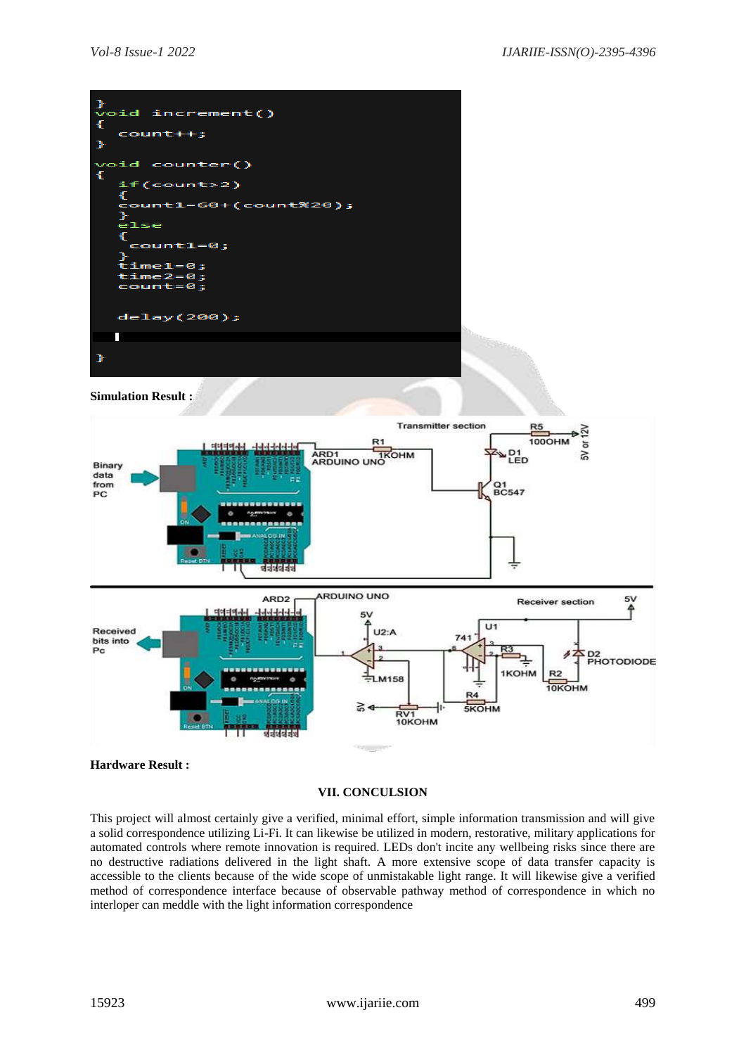```
}
void increment()
{
   count++;
}
void counter()
{
   if(count>2)
   {
   count1=60+(count%20);
   }
   else
   {
    count1=0;
   }
   time1=0;
   time2=0;
   count=0;

   delay(200);

}
```

**Simulation Result :**

Transmitter section
R5
100OHM
5V or 12V
R1
1KOHM
ARD1
ARDUINO UNO
D1
LED
Q1
BC547
Binary data from PC

ARD2
ARDUINO UNO
Receiver section
5V
Received bits into Pc
5V
U2:A
LM158
741
U1
R3
1KOHM
D2
PHOTODIODE
R2
10KOHM
R4
5KOHM
5V
RV1
10KOHM

**Hardware Result :**

## VII. CONCULSION

This project will almost certainly give a verified, minimal effort, simple information transmission and will give a solid correspondence utilizing Li-Fi. It can likewise be utilized in modern, restorative, military applications for automated controls where remote innovation is required. LEDs don't incite any wellbeing risks since there are no destructive radiations delivered in the light shaft. A more extensive scope of data transfer capacity is accessible to the clients because of the wide scope of unmistakable light range. It will likewise give a verified method of correspondence interface because of observable pathway method of correspondence in which no interloper can meddle with the light information correspondence